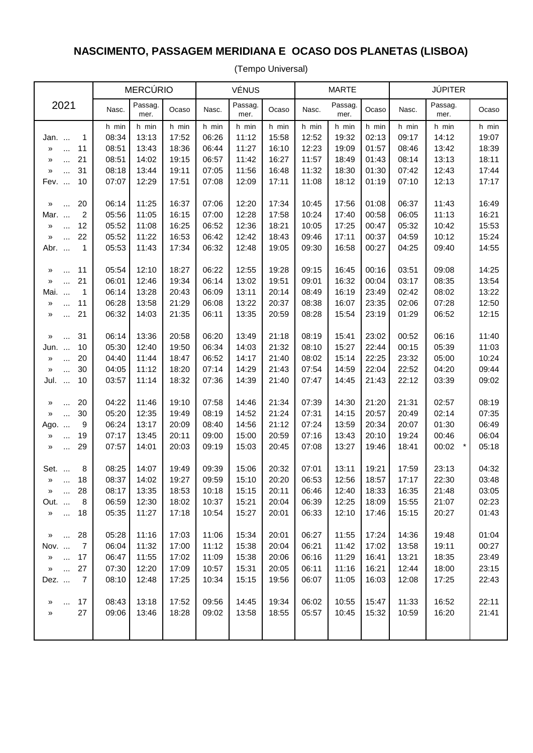# NASCIMENTO, PASSAGEM MERIDIANA E OCASO DOS PLANETAS (LISBOA)

(Tempo Universal)

| 2021 | MERCÚRIO | | | VÉNUS | | | MARTE | | | JÚPITER | | |
|---|---|---|---|---|---|---|---|---|---|---|---|---|
| | Nasc. | Passag. mer. | Ocaso | Nasc. | Passag. mer. | Ocaso | Nasc. | Passag. mer. | Ocaso | Nasc. | Passag. mer. | Ocaso |
| | h min | h min | h min | h min | h min | h min | h min | h min | h min | h min | h min | h min |
| Jan. ... 1 | 08:34 | 13:13 | 17:52 | 06:26 | 11:12 | 15:58 | 12:52 | 19:32 | 02:13 | 09:17 | 14:12 | 19:07 |
| » ... 11 | 08:51 | 13:43 | 18:36 | 06:44 | 11:27 | 16:10 | 12:23 | 19:09 | 01:57 | 08:46 | 13:42 | 18:39 |
| » ... 21 | 08:51 | 14:02 | 19:15 | 06:57 | 11:42 | 16:27 | 11:57 | 18:49 | 01:43 | 08:14 | 13:13 | 18:11 |
| » ... 31 | 08:18 | 13:44 | 19:11 | 07:05 | 11:56 | 16:48 | 11:32 | 18:30 | 01:30 | 07:42 | 12:43 | 17:44 |
| Fev. ... 10 | 07:07 | 12:29 | 17:51 | 07:08 | 12:09 | 17:11 | 11:08 | 18:12 | 01:19 | 07:10 | 12:13 | 17:17 |
| » ... 20 | 06:14 | 11:25 | 16:37 | 07:06 | 12:20 | 17:34 | 10:45 | 17:56 | 01:08 | 06:37 | 11:43 | 16:49 |
| Mar. ... 2 | 05:56 | 11:05 | 16:15 | 07:00 | 12:28 | 17:58 | 10:24 | 17:40 | 00:58 | 06:05 | 11:13 | 16:21 |
| » ... 12 | 05:52 | 11:08 | 16:25 | 06:52 | 12:36 | 18:21 | 10:05 | 17:25 | 00:47 | 05:32 | 10:42 | 15:53 |
| » ... 22 | 05:52 | 11:22 | 16:53 | 06:42 | 12:42 | 18:43 | 09:46 | 17:11 | 00:37 | 04:59 | 10:12 | 15:24 |
| Abr. ... 1 | 05:53 | 11:43 | 17:34 | 06:32 | 12:48 | 19:05 | 09:30 | 16:58 | 00:27 | 04:25 | 09:40 | 14:55 |
| » ... 11 | 05:54 | 12:10 | 18:27 | 06:22 | 12:55 | 19:28 | 09:15 | 16:45 | 00:16 | 03:51 | 09:08 | 14:25 |
| » ... 21 | 06:01 | 12:46 | 19:34 | 06:14 | 13:02 | 19:51 | 09:01 | 16:32 | 00:04 | 03:17 | 08:35 | 13:54 |
| Mai. ... 1 | 06:14 | 13:28 | 20:43 | 06:09 | 13:11 | 20:14 | 08:49 | 16:19 | 23:49 | 02:42 | 08:02 | 13:22 |
| » ... 11 | 06:28 | 13:58 | 21:29 | 06:08 | 13:22 | 20:37 | 08:38 | 16:07 | 23:35 | 02:06 | 07:28 | 12:50 |
| » ... 21 | 06:32 | 14:03 | 21:35 | 06:11 | 13:35 | 20:59 | 08:28 | 15:54 | 23:19 | 01:29 | 06:52 | 12:15 |
| » ... 31 | 06:14 | 13:36 | 20:58 | 06:20 | 13:49 | 21:18 | 08:19 | 15:41 | 23:02 | 00:52 | 06:16 | 11:40 |
| Jun. ... 10 | 05:30 | 12:40 | 19:50 | 06:34 | 14:03 | 21:32 | 08:10 | 15:27 | 22:44 | 00:15 | 05:39 | 11:03 |
| » ... 20 | 04:40 | 11:44 | 18:47 | 06:52 | 14:17 | 21:40 | 08:02 | 15:14 | 22:25 | 23:32 | 05:00 | 10:24 |
| » ... 30 | 04:05 | 11:12 | 18:20 | 07:14 | 14:29 | 21:43 | 07:54 | 14:59 | 22:04 | 22:52 | 04:20 | 09:44 |
| Jul. ... 10 | 03:57 | 11:14 | 18:32 | 07:36 | 14:39 | 21:40 | 07:47 | 14:45 | 21:43 | 22:12 | 03:39 | 09:02 |
| » ... 20 | 04:22 | 11:46 | 19:10 | 07:58 | 14:46 | 21:34 | 07:39 | 14:30 | 21:20 | 21:31 | 02:57 | 08:19 |
| » ... 30 | 05:20 | 12:35 | 19:49 | 08:19 | 14:52 | 21:24 | 07:31 | 14:15 | 20:57 | 20:49 | 02:14 | 07:35 |
| Ago. ... 9 | 06:24 | 13:17 | 20:09 | 08:40 | 14:56 | 21:12 | 07:24 | 13:59 | 20:34 | 20:07 | 01:30 | 06:49 |
| » ... 19 | 07:17 | 13:45 | 20:11 | 09:00 | 15:00 | 20:59 | 07:16 | 13:43 | 20:10 | 19:24 | 00:46 | 06:04 |
| » ... 29 | 07:57 | 14:01 | 20:03 | 09:19 | 15:03 | 20:45 | 07:08 | 13:27 | 19:46 | 18:41 | 00:02 * | 05:18 |
| Set. ... 8 | 08:25 | 14:07 | 19:49 | 09:39 | 15:06 | 20:32 | 07:01 | 13:11 | 19:21 | 17:59 | 23:13 | 04:32 |
| » ... 18 | 08:37 | 14:02 | 19:27 | 09:59 | 15:10 | 20:20 | 06:53 | 12:56 | 18:57 | 17:17 | 22:30 | 03:48 |
| » ... 28 | 08:17 | 13:35 | 18:53 | 10:18 | 15:15 | 20:11 | 06:46 | 12:40 | 18:33 | 16:35 | 21:48 | 03:05 |
| Out. ... 8 | 06:59 | 12:30 | 18:02 | 10:37 | 15:21 | 20:04 | 06:39 | 12:25 | 18:09 | 15:55 | 21:07 | 02:23 |
| » ... 18 | 05:35 | 11:27 | 17:18 | 10:54 | 15:27 | 20:01 | 06:33 | 12:10 | 17:46 | 15:15 | 20:27 | 01:43 |
| » ... 28 | 05:28 | 11:16 | 17:03 | 11:06 | 15:34 | 20:01 | 06:27 | 11:55 | 17:24 | 14:36 | 19:48 | 01:04 |
| Nov. ... 7 | 06:04 | 11:32 | 17:00 | 11:12 | 15:38 | 20:04 | 06:21 | 11:42 | 17:02 | 13:58 | 19:11 | 00:27 |
| » ... 17 | 06:47 | 11:55 | 17:02 | 11:09 | 15:38 | 20:06 | 06:16 | 11:29 | 16:41 | 13:21 | 18:35 | 23:49 |
| » ... 27 | 07:30 | 12:20 | 17:09 | 10:57 | 15:31 | 20:05 | 06:11 | 11:16 | 16:21 | 12:44 | 18:00 | 23:15 |
| Dez. ... 7 | 08:10 | 12:48 | 17:25 | 10:34 | 15:15 | 19:56 | 06:07 | 11:05 | 16:03 | 12:08 | 17:25 | 22:43 |
| » ... 17 | 08:43 | 13:18 | 17:52 | 09:56 | 14:45 | 19:34 | 06:02 | 10:55 | 15:47 | 11:33 | 16:52 | 22:11 |
| » 27 | 09:06 | 13:46 | 18:28 | 09:02 | 13:58 | 18:55 | 05:57 | 10:45 | 15:32 | 10:59 | 16:20 | 21:41 |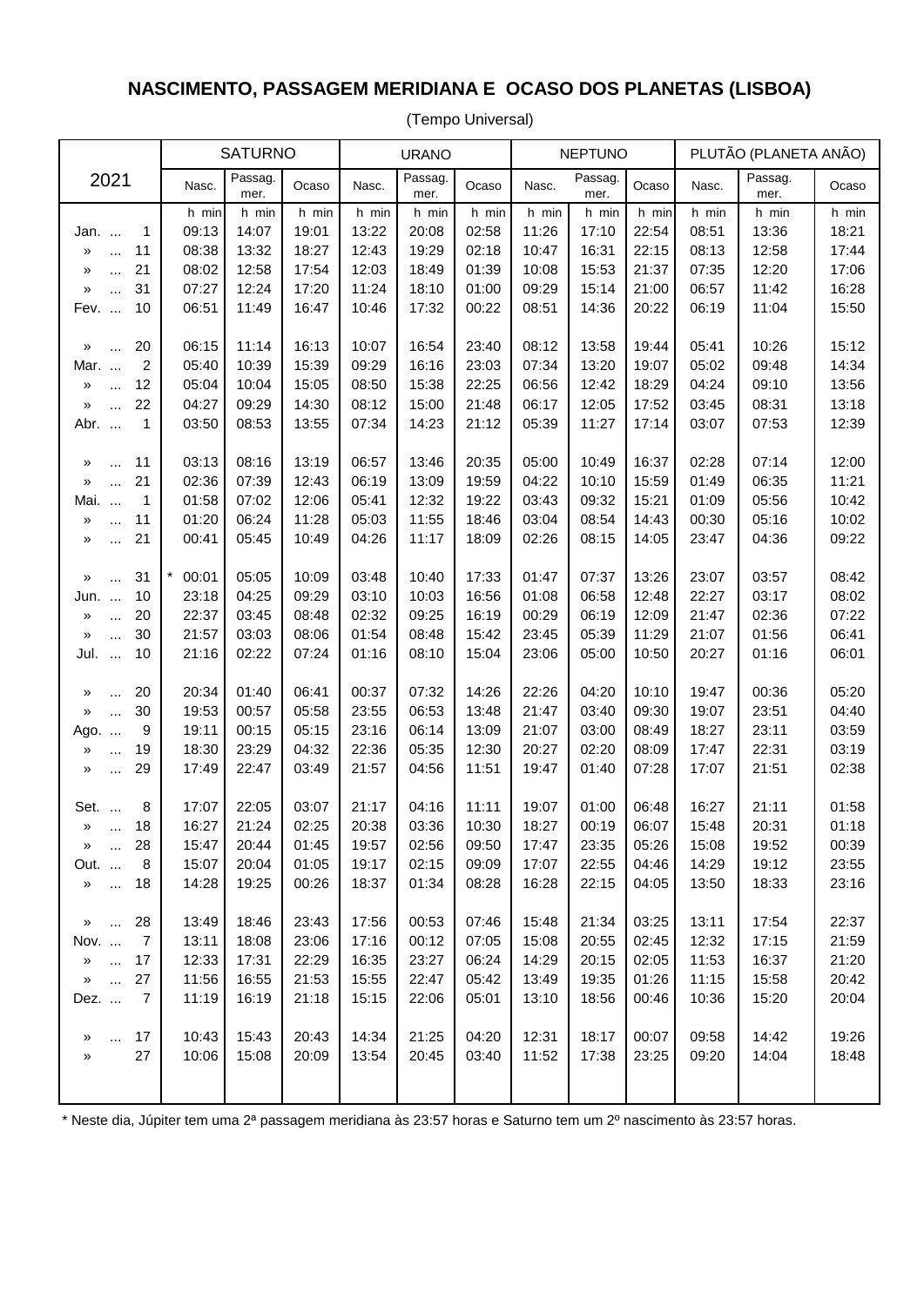# NASCIMENTO, PASSAGEM MERIDIANA E OCASO DOS PLANETAS (LISBOA)

(Tempo Universal)

| 2021 | SATURNO | | | URANO | | | NEPTUNO | | | PLUTÃO (PLANETA ANÃO) | | |
|---|---|---|---|---|---|---|---|---|---|---|---|---|
| | Nasc. | Passag. mer. | Ocaso | Nasc. | Passag. mer. | Ocaso | Nasc. | Passag. mer. | Ocaso | Nasc. | Passag. mer. | Ocaso |
| | h min | h min | h min | h min | h min | h min | h min | h min | h min | h min | h min | h min |
| Jan. ... 1 | 09:13 | 14:07 | 19:01 | 13:22 | 20:08 | 02:58 | 11:26 | 17:10 | 22:54 | 08:51 | 13:36 | 18:21 |
| » ... 11 | 08:38 | 13:32 | 18:27 | 12:43 | 19:29 | 02:18 | 10:47 | 16:31 | 22:15 | 08:13 | 12:58 | 17:44 |
| » ... 21 | 08:02 | 12:58 | 17:54 | 12:03 | 18:49 | 01:39 | 10:08 | 15:53 | 21:37 | 07:35 | 12:20 | 17:06 |
| » ... 31 | 07:27 | 12:24 | 17:20 | 11:24 | 18:10 | 01:00 | 09:29 | 15:14 | 21:00 | 06:57 | 11:42 | 16:28 |
| Fev. ... 10 | 06:51 | 11:49 | 16:47 | 10:46 | 17:32 | 00:22 | 08:51 | 14:36 | 20:22 | 06:19 | 11:04 | 15:50 |
| » ... 20 | 06:15 | 11:14 | 16:13 | 10:07 | 16:54 | 23:40 | 08:12 | 13:58 | 19:44 | 05:41 | 10:26 | 15:12 |
| Mar. ... 2 | 05:40 | 10:39 | 15:39 | 09:29 | 16:16 | 23:03 | 07:34 | 13:20 | 19:07 | 05:02 | 09:48 | 14:34 |
| » ... 12 | 05:04 | 10:04 | 15:05 | 08:50 | 15:38 | 22:25 | 06:56 | 12:42 | 18:29 | 04:24 | 09:10 | 13:56 |
| » ... 22 | 04:27 | 09:29 | 14:30 | 08:12 | 15:00 | 21:48 | 06:17 | 12:05 | 17:52 | 03:45 | 08:31 | 13:18 |
| Abr. ... 1 | 03:50 | 08:53 | 13:55 | 07:34 | 14:23 | 21:12 | 05:39 | 11:27 | 17:14 | 03:07 | 07:53 | 12:39 |
| » ... 11 | 03:13 | 08:16 | 13:19 | 06:57 | 13:46 | 20:35 | 05:00 | 10:49 | 16:37 | 02:28 | 07:14 | 12:00 |
| » ... 21 | 02:36 | 07:39 | 12:43 | 06:19 | 13:09 | 19:59 | 04:22 | 10:10 | 15:59 | 01:49 | 06:35 | 11:21 |
| Mai. ... 1 | 01:58 | 07:02 | 12:06 | 05:41 | 12:32 | 19:22 | 03:43 | 09:32 | 15:21 | 01:09 | 05:56 | 10:42 |
| » ... 11 | 01:20 | 06:24 | 11:28 | 05:03 | 11:55 | 18:46 | 03:04 | 08:54 | 14:43 | 00:30 | 05:16 | 10:02 |
| » ... 21 | 00:41 | 05:45 | 10:49 | 04:26 | 11:17 | 18:09 | 02:26 | 08:15 | 14:05 | 23:47 | 04:36 | 09:22 |
| » ... 31 | * 00:01 | 05:05 | 10:09 | 03:48 | 10:40 | 17:33 | 01:47 | 07:37 | 13:26 | 23:07 | 03:57 | 08:42 |
| Jun. ... 10 | 23:18 | 04:25 | 09:29 | 03:10 | 10:03 | 16:56 | 01:08 | 06:58 | 12:48 | 22:27 | 03:17 | 08:02 |
| » ... 20 | 22:37 | 03:45 | 08:48 | 02:32 | 09:25 | 16:19 | 00:29 | 06:19 | 12:09 | 21:47 | 02:36 | 07:22 |
| » ... 30 | 21:57 | 03:03 | 08:06 | 01:54 | 08:48 | 15:42 | 23:45 | 05:39 | 11:29 | 21:07 | 01:56 | 06:41 |
| Jul. ... 10 | 21:16 | 02:22 | 07:24 | 01:16 | 08:10 | 15:04 | 23:06 | 05:00 | 10:50 | 20:27 | 01:16 | 06:01 |
| » ... 20 | 20:34 | 01:40 | 06:41 | 00:37 | 07:32 | 14:26 | 22:26 | 04:20 | 10:10 | 19:47 | 00:36 | 05:20 |
| » ... 30 | 19:53 | 00:57 | 05:58 | 23:55 | 06:53 | 13:48 | 21:47 | 03:40 | 09:30 | 19:07 | 23:51 | 04:40 |
| Ago. ... 9 | 19:11 | 00:15 | 05:15 | 23:16 | 06:14 | 13:09 | 21:07 | 03:00 | 08:49 | 18:27 | 23:11 | 03:59 |
| » ... 19 | 18:30 | 23:29 | 04:32 | 22:36 | 05:35 | 12:30 | 20:27 | 02:20 | 08:09 | 17:47 | 22:31 | 03:19 |
| » ... 29 | 17:49 | 22:47 | 03:49 | 21:57 | 04:56 | 11:51 | 19:47 | 01:40 | 07:28 | 17:07 | 21:51 | 02:38 |
| Set. ... 8 | 17:07 | 22:05 | 03:07 | 21:17 | 04:16 | 11:11 | 19:07 | 01:00 | 06:48 | 16:27 | 21:11 | 01:58 |
| » ... 18 | 16:27 | 21:24 | 02:25 | 20:38 | 03:36 | 10:30 | 18:27 | 00:19 | 06:07 | 15:48 | 20:31 | 01:18 |
| » ... 28 | 15:47 | 20:44 | 01:45 | 19:57 | 02:56 | 09:50 | 17:47 | 23:35 | 05:26 | 15:08 | 19:52 | 00:39 |
| Out. ... 8 | 15:07 | 20:04 | 01:05 | 19:17 | 02:15 | 09:09 | 17:07 | 22:55 | 04:46 | 14:29 | 19:12 | 23:55 |
| » ... 18 | 14:28 | 19:25 | 00:26 | 18:37 | 01:34 | 08:28 | 16:28 | 22:15 | 04:05 | 13:50 | 18:33 | 23:16 |
| » ... 28 | 13:49 | 18:46 | 23:43 | 17:56 | 00:53 | 07:46 | 15:48 | 21:34 | 03:25 | 13:11 | 17:54 | 22:37 |
| Nov. ... 7 | 13:11 | 18:08 | 23:06 | 17:16 | 00:12 | 07:05 | 15:08 | 20:55 | 02:45 | 12:32 | 17:15 | 21:59 |
| » ... 17 | 12:33 | 17:31 | 22:29 | 16:35 | 23:27 | 06:24 | 14:29 | 20:15 | 02:05 | 11:53 | 16:37 | 21:20 |
| » ... 27 | 11:56 | 16:55 | 21:53 | 15:55 | 22:47 | 05:42 | 13:49 | 19:35 | 01:26 | 11:15 | 15:58 | 20:42 |
| Dez. ... 7 | 11:19 | 16:19 | 21:18 | 15:15 | 22:06 | 05:01 | 13:10 | 18:56 | 00:46 | 10:36 | 15:20 | 20:04 |
| » ... 17 | 10:43 | 15:43 | 20:43 | 14:34 | 21:25 | 04:20 | 12:31 | 18:17 | 00:07 | 09:58 | 14:42 | 19:26 |
| » 27 | 10:06 | 15:08 | 20:09 | 13:54 | 20:45 | 03:40 | 11:52 | 17:38 | 23:25 | 09:20 | 14:04 | 18:48 |

\* Neste dia, Júpiter tem uma 2ª passagem meridiana às 23:57 horas e Saturno tem um 2º nascimento às 23:57 horas.